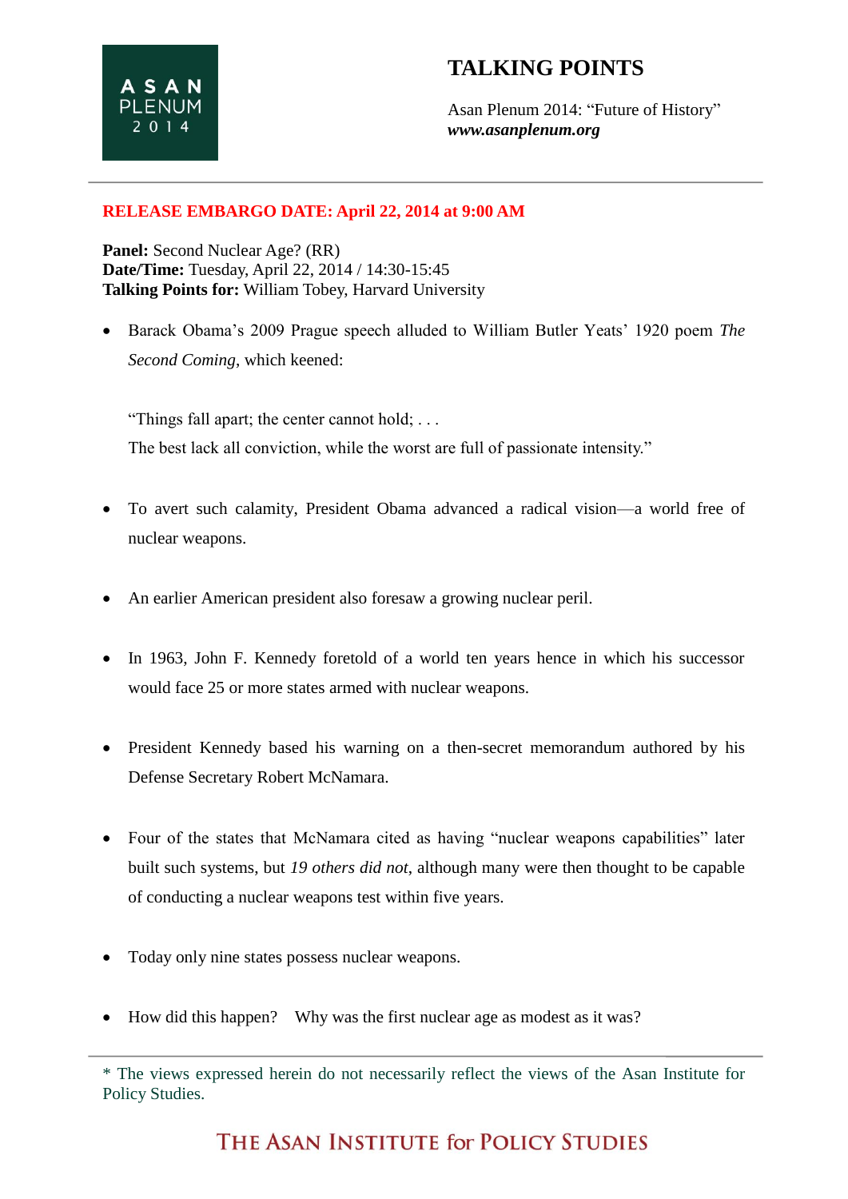ASAN PLENUM 2014

# TALKING POINTS

Asan Plenum 2014: "Future of History"
***www.asanplenum.org***

---

**RELEASE EMBARGO DATE: April 22, 2014 at 9:00 AM**

**Panel:** Second Nuclear Age? (RR)
**Date/Time:** Tuesday, April 22, 2014 / 14:30-15:45
**Talking Points for:** William Tobey, Harvard University

- Barack Obama's 2009 Prague speech alluded to William Butler Yeats' 1920 poem *The Second Coming*, which keened:

  "Things fall apart; the center cannot hold; . . .
  The best lack all conviction, while the worst are full of passionate intensity."

- To avert such calamity, President Obama advanced a radical vision—a world free of nuclear weapons.

- An earlier American president also foresaw a growing nuclear peril.

- In 1963, John F. Kennedy foretold of a world ten years hence in which his successor would face 25 or more states armed with nuclear weapons.

- President Kennedy based his warning on a then-secret memorandum authored by his Defense Secretary Robert McNamara.

- Four of the states that McNamara cited as having "nuclear weapons capabilities" later built such systems, but *19 others did not*, although many were then thought to be capable of conducting a nuclear weapons test within five years.

- Today only nine states possess nuclear weapons.

- How did this happen? Why was the first nuclear age as modest as it was?

---

\* The views expressed herein do not necessarily reflect the views of the Asan Institute for Policy Studies.

THE ASAN INSTITUTE for POLICY STUDIES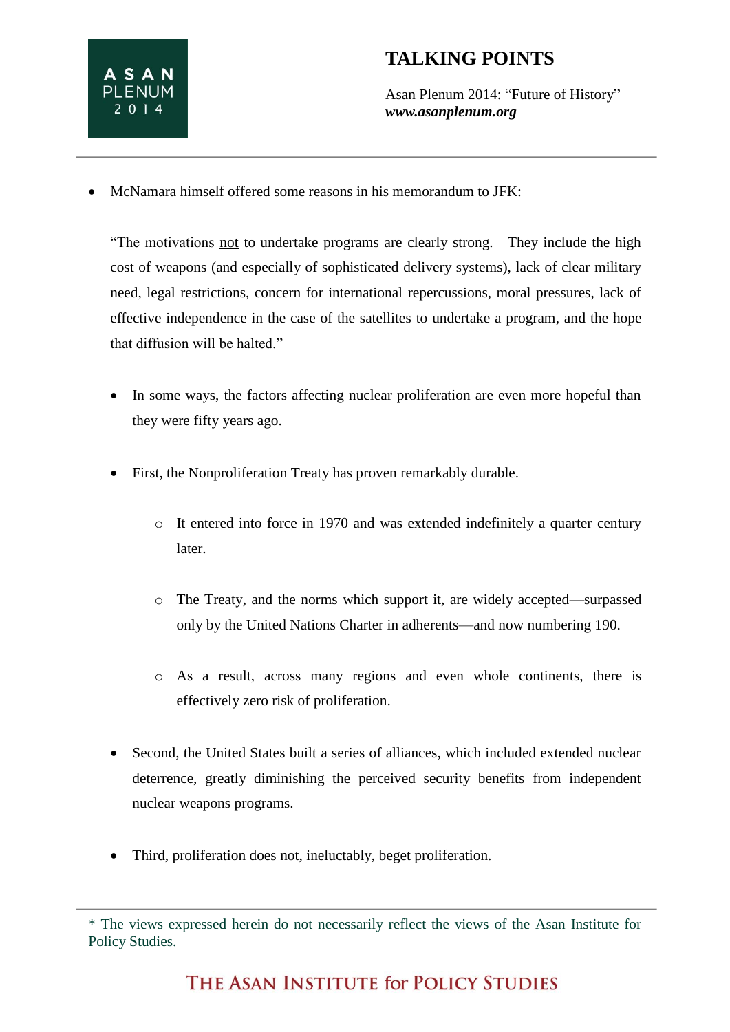- McNamara himself offered some reasons in his memorandum to JFK:

  "The motivations not to undertake programs are clearly strong. They include the high cost of weapons (and especially of sophisticated delivery systems), lack of clear military need, legal restrictions, concern for international repercussions, moral pressures, lack of effective independence in the case of the satellites to undertake a program, and the hope that diffusion will be halted."

  - In some ways, the factors affecting nuclear proliferation are even more hopeful than they were fifty years ago.

  - First, the Nonproliferation Treaty has proven remarkably durable.

    - It entered into force in 1970 and was extended indefinitely a quarter century later.

    - The Treaty, and the norms which support it, are widely accepted—surpassed only by the United Nations Charter in adherents—and now numbering 190.

    - As a result, across many regions and even whole continents, there is effectively zero risk of proliferation.

  - Second, the United States built a series of alliances, which included extended nuclear deterrence, greatly diminishing the perceived security benefits from independent nuclear weapons programs.

  - Third, proliferation does not, ineluctably, beget proliferation.

* The views expressed herein do not necessarily reflect the views of the Asan Institute for Policy Studies.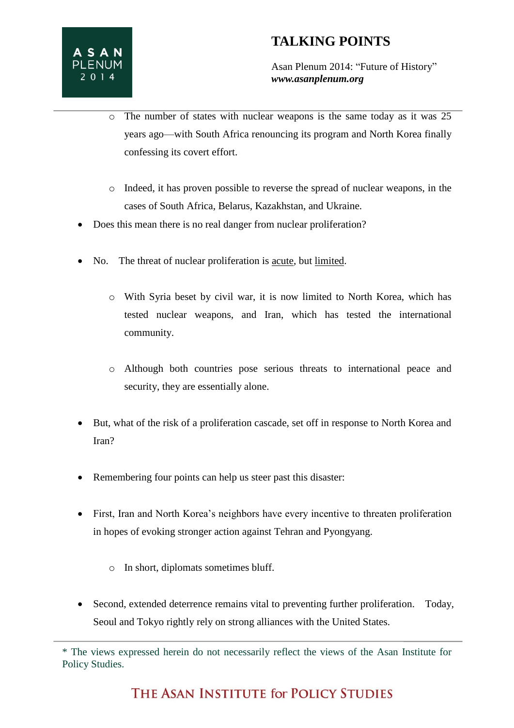- The number of states with nuclear weapons is the same today as it was 25 years ago—with South Africa renouncing its program and North Korea finally confessing its covert effort.

  - Indeed, it has proven possible to reverse the spread of nuclear weapons, in the cases of South Africa, Belarus, Kazakhstan, and Ukraine.

- Does this mean there is no real danger from nuclear proliferation?

- No. The threat of nuclear proliferation is <u>acute</u>, but <u>limited</u>.

  - With Syria beset by civil war, it is now limited to North Korea, which has tested nuclear weapons, and Iran, which has tested the international community.

  - Although both countries pose serious threats to international peace and security, they are essentially alone.

- But, what of the risk of a proliferation cascade, set off in response to North Korea and Iran?

- Remembering four points can help us steer past this disaster:

- First, Iran and North Korea's neighbors have every incentive to threaten proliferation in hopes of evoking stronger action against Tehran and Pyongyang.

  - In short, diplomats sometimes bluff.

- Second, extended deterrence remains vital to preventing further proliferation. Today, Seoul and Tokyo rightly rely on strong alliances with the United States.

* The views expressed herein do not necessarily reflect the views of the Asan Institute for Policy Studies.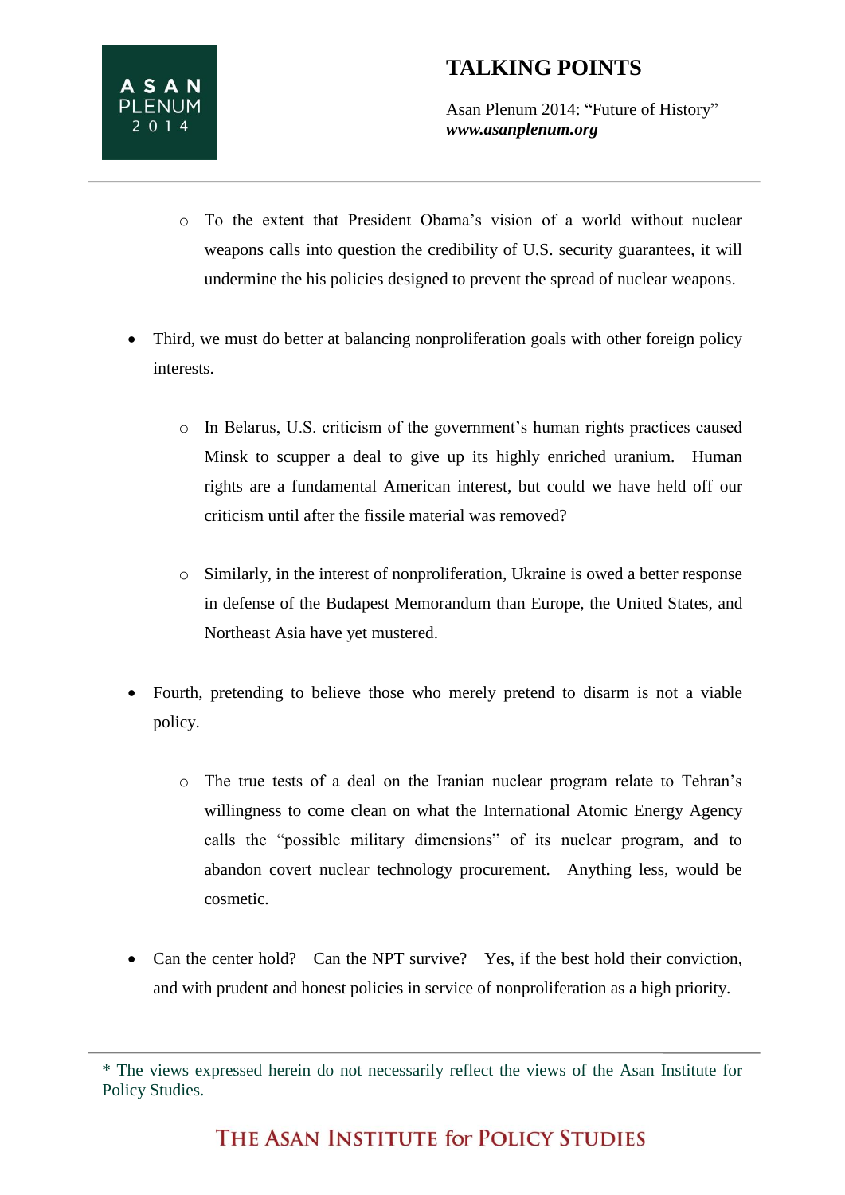- To the extent that President Obama's vision of a world without nuclear weapons calls into question the credibility of U.S. security guarantees, it will undermine the his policies designed to prevent the spread of nuclear weapons.

- Third, we must do better at balancing nonproliferation goals with other foreign policy interests.

  - In Belarus, U.S. criticism of the government's human rights practices caused Minsk to scupper a deal to give up its highly enriched uranium. Human rights are a fundamental American interest, but could we have held off our criticism until after the fissile material was removed?

  - Similarly, in the interest of nonproliferation, Ukraine is owed a better response in defense of the Budapest Memorandum than Europe, the United States, and Northeast Asia have yet mustered.

- Fourth, pretending to believe those who merely pretend to disarm is not a viable policy.

  - The true tests of a deal on the Iranian nuclear program relate to Tehran's willingness to come clean on what the International Atomic Energy Agency calls the "possible military dimensions" of its nuclear program, and to abandon covert nuclear technology procurement. Anything less, would be cosmetic.

- Can the center hold? Can the NPT survive? Yes, if the best hold their conviction, and with prudent and honest policies in service of nonproliferation as a high priority.

* The views expressed herein do not necessarily reflect the views of the Asan Institute for Policy Studies.